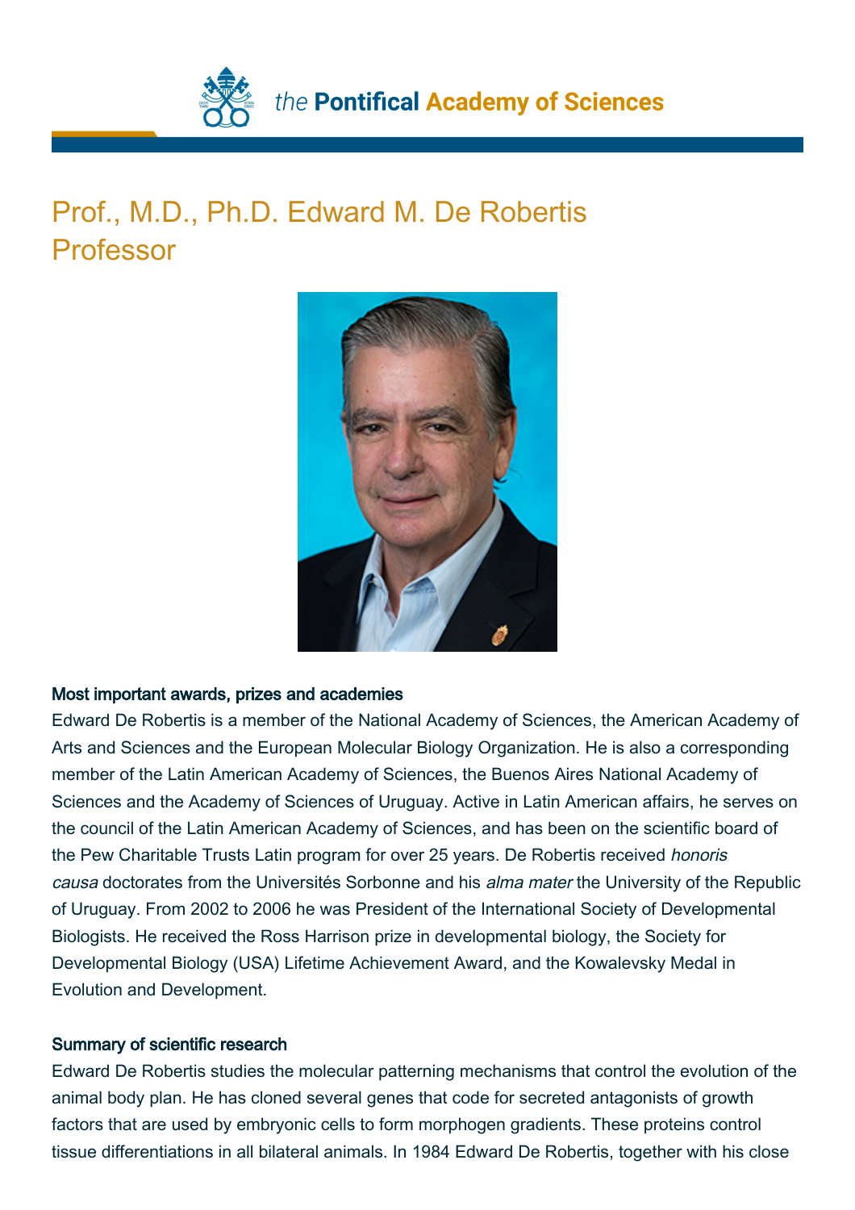# Prof., M.D., Ph.D. Edward M. De Robertis
## Professor

### Most important awards, prizes and academies

Edward De Robertis is a member of the National Academy of Sciences, the American Academy of Arts and Sciences and the European Molecular Biology Organization. He is also a corresponding member of the Latin American Academy of Sciences, the Buenos Aires National Academy of Sciences and the Academy of Sciences of Uruguay. Active in Latin American affairs, he serves on the council of the Latin American Academy of Sciences, and has been on the scientific board of the Pew Charitable Trusts Latin program for over 25 years. De Robertis received *honoris causa* doctorates from the Universités Sorbonne and his *alma mater* the University of the Republic of Uruguay. From 2002 to 2006 he was President of the International Society of Developmental Biologists. He received the Ross Harrison prize in developmental biology, the Society for Developmental Biology (USA) Lifetime Achievement Award, and the Kowalevsky Medal in Evolution and Development.

### Summary of scientific research

Edward De Robertis studies the molecular patterning mechanisms that control the evolution of the animal body plan. He has cloned several genes that code for secreted antagonists of growth factors that are used by embryonic cells to form morphogen gradients. These proteins control tissue differentiations in all bilateral animals. In 1984 Edward De Robertis, together with his close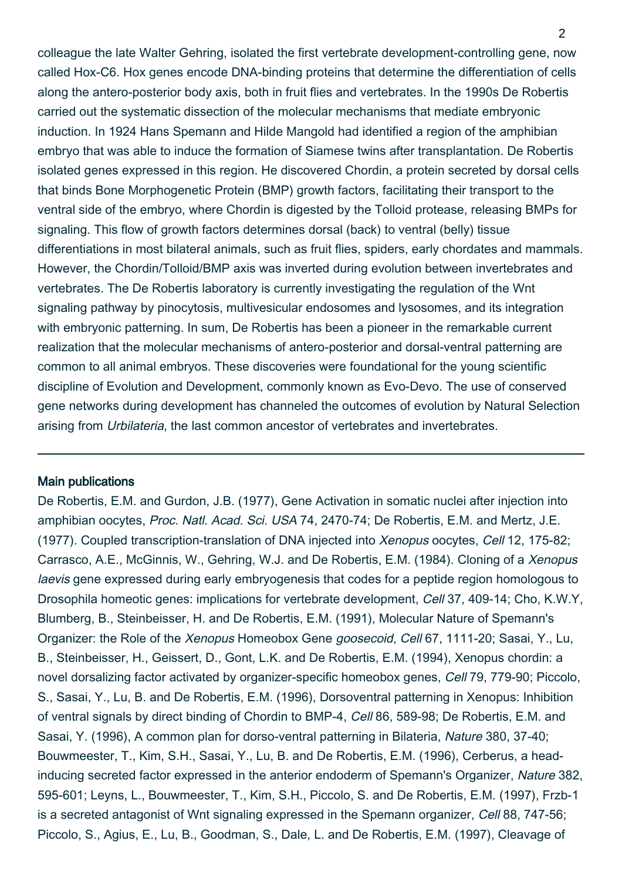colleague the late Walter Gehring, isolated the first vertebrate development-controlling gene, now called Hox-C6. Hox genes encode DNA-binding proteins that determine the differentiation of cells along the antero-posterior body axis, both in fruit flies and vertebrates. In the 1990s De Robertis carried out the systematic dissection of the molecular mechanisms that mediate embryonic induction. In 1924 Hans Spemann and Hilde Mangold had identified a region of the amphibian embryo that was able to induce the formation of Siamese twins after transplantation. De Robertis isolated genes expressed in this region. He discovered Chordin, a protein secreted by dorsal cells that binds Bone Morphogenetic Protein (BMP) growth factors, facilitating their transport to the ventral side of the embryo, where Chordin is digested by the Tolloid protease, releasing BMPs for signaling. This flow of growth factors determines dorsal (back) to ventral (belly) tissue differentiations in most bilateral animals, such as fruit flies, spiders, early chordates and mammals. However, the Chordin/Tolloid/BMP axis was inverted during evolution between invertebrates and vertebrates. The De Robertis laboratory is currently investigating the regulation of the Wnt signaling pathway by pinocytosis, multivesicular endosomes and lysosomes, and its integration with embryonic patterning. In sum, De Robertis has been a pioneer in the remarkable current realization that the molecular mechanisms of antero-posterior and dorsal-ventral patterning are common to all animal embryos. These discoveries were foundational for the young scientific discipline of Evolution and Development, commonly known as Evo-Devo. The use of conserved gene networks during development has channeled the outcomes of evolution by Natural Selection arising from *Urbilateria*, the last common ancestor of vertebrates and invertebrates.

---

**Main publications**

De Robertis, E.M. and Gurdon, J.B. (1977), Gene Activation in somatic nuclei after injection into amphibian oocytes, *Proc. Natl. Acad. Sci. USA* 74, 2470-74; De Robertis, E.M. and Mertz, J.E. (1977). Coupled transcription-translation of DNA injected into *Xenopus* oocytes, *Cell* 12, 175-82; Carrasco, A.E., McGinnis, W., Gehring, W.J. and De Robertis, E.M. (1984). Cloning of a *Xenopus laevis* gene expressed during early embryogenesis that codes for a peptide region homologous to Drosophila homeotic genes: implications for vertebrate development, *Cell* 37, 409-14; Cho, K.W.Y, Blumberg, B., Steinbeisser, H. and De Robertis, E.M. (1991), Molecular Nature of Spemann's Organizer: the Role of the *Xenopus* Homeobox Gene *goosecoid*, *Cell* 67, 1111-20; Sasai, Y., Lu, B., Steinbeisser, H., Geissert, D., Gont, L.K. and De Robertis, E.M. (1994), Xenopus chordin: a novel dorsalizing factor activated by organizer-specific homeobox genes, *Cell* 79, 779-90; Piccolo, S., Sasai, Y., Lu, B. and De Robertis, E.M. (1996), Dorsoventral patterning in Xenopus: Inhibition of ventral signals by direct binding of Chordin to BMP-4, *Cell* 86, 589-98; De Robertis, E.M. and Sasai, Y. (1996), A common plan for dorso-ventral patterning in Bilateria, *Nature* 380, 37-40; Bouwmeester, T., Kim, S.H., Sasai, Y., Lu, B. and De Robertis, E.M. (1996), Cerberus, a head-inducing secreted factor expressed in the anterior endoderm of Spemann's Organizer, *Nature* 382, 595-601; Leyns, L., Bouwmeester, T., Kim, S.H., Piccolo, S. and De Robertis, E.M. (1997), Frzb-1 is a secreted antagonist of Wnt signaling expressed in the Spemann organizer, *Cell* 88, 747-56; Piccolo, S., Agius, E., Lu, B., Goodman, S., Dale, L. and De Robertis, E.M. (1997), Cleavage of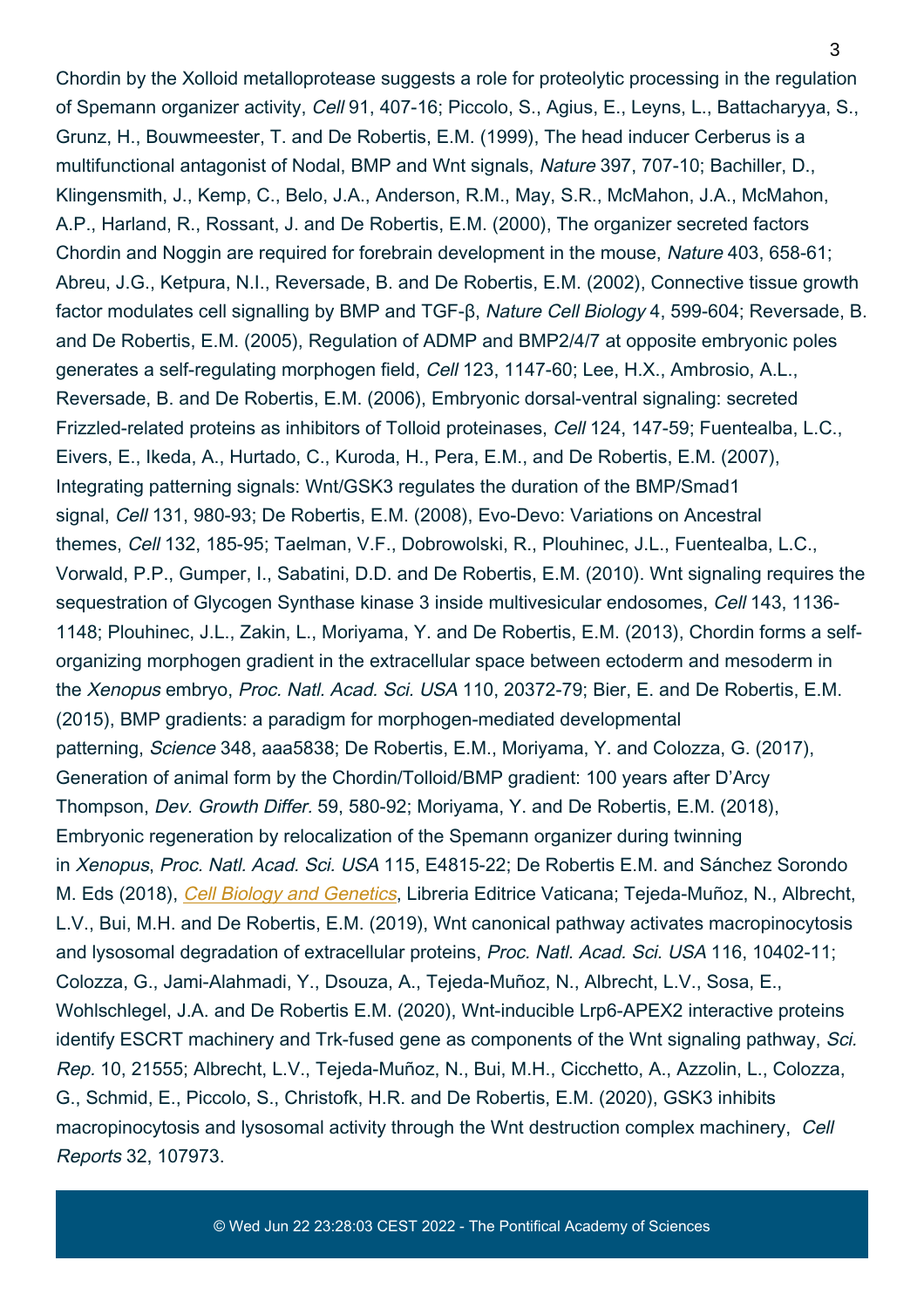Chordin by the Xolloid metalloprotease suggests a role for proteolytic processing in the regulation of Spemann organizer activity, *Cell* 91, 407-16; Piccolo, S., Agius, E., Leyns, L., Battacharyya, S., Grunz, H., Bouwmeester, T. and De Robertis, E.M. (1999), The head inducer Cerberus is a multifunctional antagonist of Nodal, BMP and Wnt signals, *Nature* 397, 707-10; Bachiller, D., Klingensmith, J., Kemp, C., Belo, J.A., Anderson, R.M., May, S.R., McMahon, J.A., McMahon, A.P., Harland, R., Rossant, J. and De Robertis, E.M. (2000), The organizer secreted factors Chordin and Noggin are required for forebrain development in the mouse, *Nature* 403, 658-61; Abreu, J.G., Ketpura, N.I., Reversade, B. and De Robertis, E.M. (2002), Connective tissue growth factor modulates cell signalling by BMP and TGF-β, *Nature Cell Biology* 4, 599-604; Reversade, B. and De Robertis, E.M. (2005), Regulation of ADMP and BMP2/4/7 at opposite embryonic poles generates a self-regulating morphogen field, *Cell* 123, 1147-60; Lee, H.X., Ambrosio, A.L., Reversade, B. and De Robertis, E.M. (2006), Embryonic dorsal-ventral signaling: secreted Frizzled-related proteins as inhibitors of Tolloid proteinases, *Cell* 124, 147-59; Fuentealba, L.C., Eivers, E., Ikeda, A., Hurtado, C., Kuroda, H., Pera, E.M., and De Robertis, E.M. (2007), Integrating patterning signals: Wnt/GSK3 regulates the duration of the BMP/Smad1 signal, *Cell* 131, 980-93; De Robertis, E.M. (2008), Evo-Devo: Variations on Ancestral themes, *Cell* 132, 185-95; Taelman, V.F., Dobrowolski, R., Plouhinec, J.L., Fuentealba, L.C., Vorwald, P.P., Gumper, I., Sabatini, D.D. and De Robertis, E.M. (2010). Wnt signaling requires the sequestration of Glycogen Synthase kinase 3 inside multivesicular endosomes, *Cell* 143, 1136-1148; Plouhinec, J.L., Zakin, L., Moriyama, Y. and De Robertis, E.M. (2013), Chordin forms a self-organizing morphogen gradient in the extracellular space between ectoderm and mesoderm in the *Xenopus* embryo, *Proc. Natl. Acad. Sci. USA* 110, 20372-79; Bier, E. and De Robertis, E.M. (2015), BMP gradients: a paradigm for morphogen-mediated developmental patterning, *Science* 348, aaa5838; De Robertis, E.M., Moriyama, Y. and Colozza, G. (2017), Generation of animal form by the Chordin/Tolloid/BMP gradient: 100 years after D'Arcy Thompson, *Dev. Growth Differ.* 59, 580-92; Moriyama, Y. and De Robertis, E.M. (2018), Embryonic regeneration by relocalization of the Spemann organizer during twinning in *Xenopus*, *Proc. Natl. Acad. Sci. USA* 115, E4815-22; De Robertis E.M. and Sánchez Sorondo M. Eds (2018), *Cell Biology and Genetics*, Libreria Editrice Vaticana; Tejeda-Muñoz, N., Albrecht, L.V., Bui, M.H. and De Robertis, E.M. (2019), Wnt canonical pathway activates macropinocytosis and lysosomal degradation of extracellular proteins, *Proc. Natl. Acad. Sci. USA* 116, 10402-11; Colozza, G., Jami-Alahmadi, Y., Dsouza, A., Tejeda-Muñoz, N., Albrecht, L.V., Sosa, E., Wohlschlegel, J.A. and De Robertis E.M. (2020), Wnt-inducible Lrp6-APEX2 interactive proteins identify ESCRT machinery and Trk-fused gene as components of the Wnt signaling pathway, *Sci. Rep.* 10, 21555; Albrecht, L.V., Tejeda-Muñoz, N., Bui, M.H., Cicchetto, A., Azzolin, L., Colozza, G., Schmid, E., Piccolo, S., Christofk, H.R. and De Robertis, E.M. (2020), GSK3 inhibits macropinocytosis and lysosomal activity through the Wnt destruction complex machinery, *Cell Reports* 32, 107973.